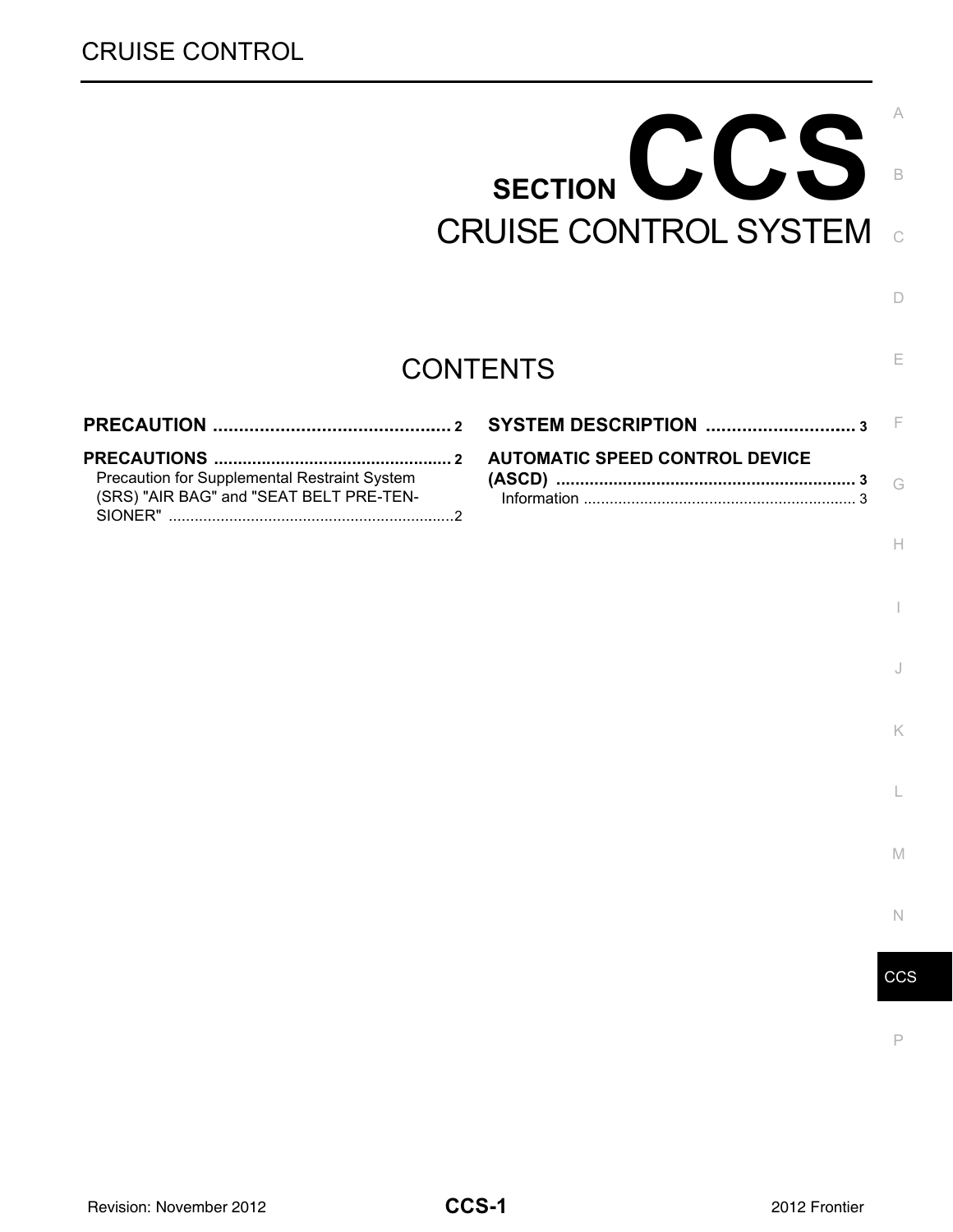# SECTION CCS

# CRUISE CONTROL SYSTEM

## CONTENTS

**PRECAUTION** ............................................... 2

**PRECAUTIONS** .................................................. 2

Precaution for Supplemental Restraint System (SRS) "AIR BAG" and "SEAT BELT PRE-TENSIONER" .................................................................2

**SYSTEM DESCRIPTION** ............................. 3

**AUTOMATIC SPEED CONTROL DEVICE (ASCD)** ............................................................... 3

Information ............................................................... 3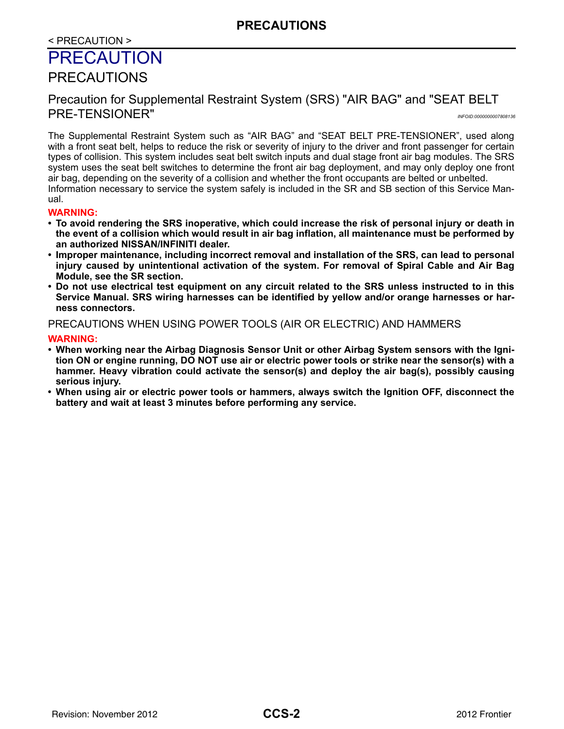< PRECAUTION >

# PRECAUTION

## PRECAUTIONS

### Precaution for Supplemental Restraint System (SRS) "AIR BAG" and "SEAT BELT PRE-TENSIONER"

*INFOID:0000000007808136*

The Supplemental Restraint System such as “AIR BAG” and “SEAT BELT PRE-TENSIONER”, used along with a front seat belt, helps to reduce the risk or severity of injury to the driver and front passenger for certain types of collision. This system includes seat belt switch inputs and dual stage front air bag modules. The SRS system uses the seat belt switches to determine the front air bag deployment, and may only deploy one front air bag, depending on the severity of a collision and whether the front occupants are belted or unbelted.
Information necessary to service the system safely is included in the SR and SB section of this Service Manual.

**WARNING:**

- **To avoid rendering the SRS inoperative, which could increase the risk of personal injury or death in the event of a collision which would result in air bag inflation, all maintenance must be performed by an authorized NISSAN/INFINITI dealer.**
- **Improper maintenance, including incorrect removal and installation of the SRS, can lead to personal injury caused by unintentional activation of the system. For removal of Spiral Cable and Air Bag Module, see the SR section.**
- **Do not use electrical test equipment on any circuit related to the SRS unless instructed to in this Service Manual. SRS wiring harnesses can be identified by yellow and/or orange harnesses or harness connectors.**

PRECAUTIONS WHEN USING POWER TOOLS (AIR OR ELECTRIC) AND HAMMERS

**WARNING:**

- **When working near the Airbag Diagnosis Sensor Unit or other Airbag System sensors with the Ignition ON or engine running, DO NOT use air or electric power tools or strike near the sensor(s) with a hammer. Heavy vibration could activate the sensor(s) and deploy the air bag(s), possibly causing serious injury.**
- **When using air or electric power tools or hammers, always switch the Ignition OFF, disconnect the battery and wait at least 3 minutes before performing any service.**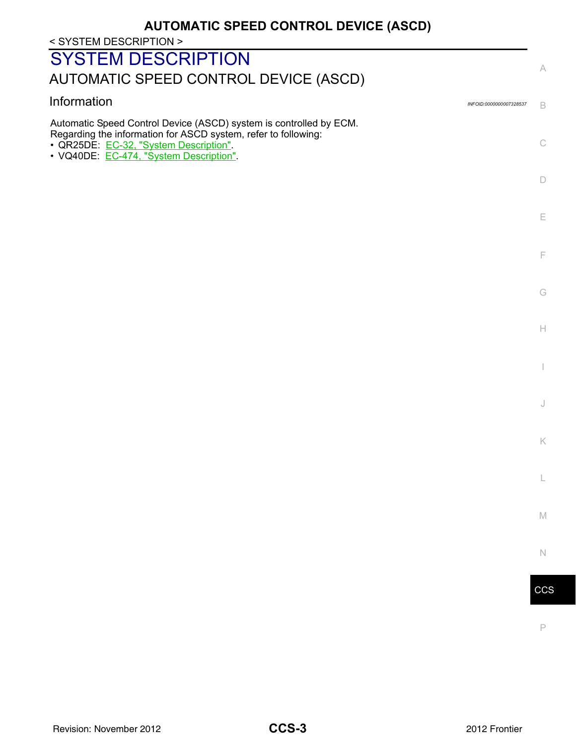# SYSTEM DESCRIPTION

## AUTOMATIC SPEED CONTROL DEVICE (ASCD)

### Information

INFOID:0000000007328537

Automatic Speed Control Device (ASCD) system is controlled by ECM.
Regarding the information for ASCD system, refer to following:

- QR25DE: EC-32, "System Description".
- VQ40DE: EC-474, "System Description".